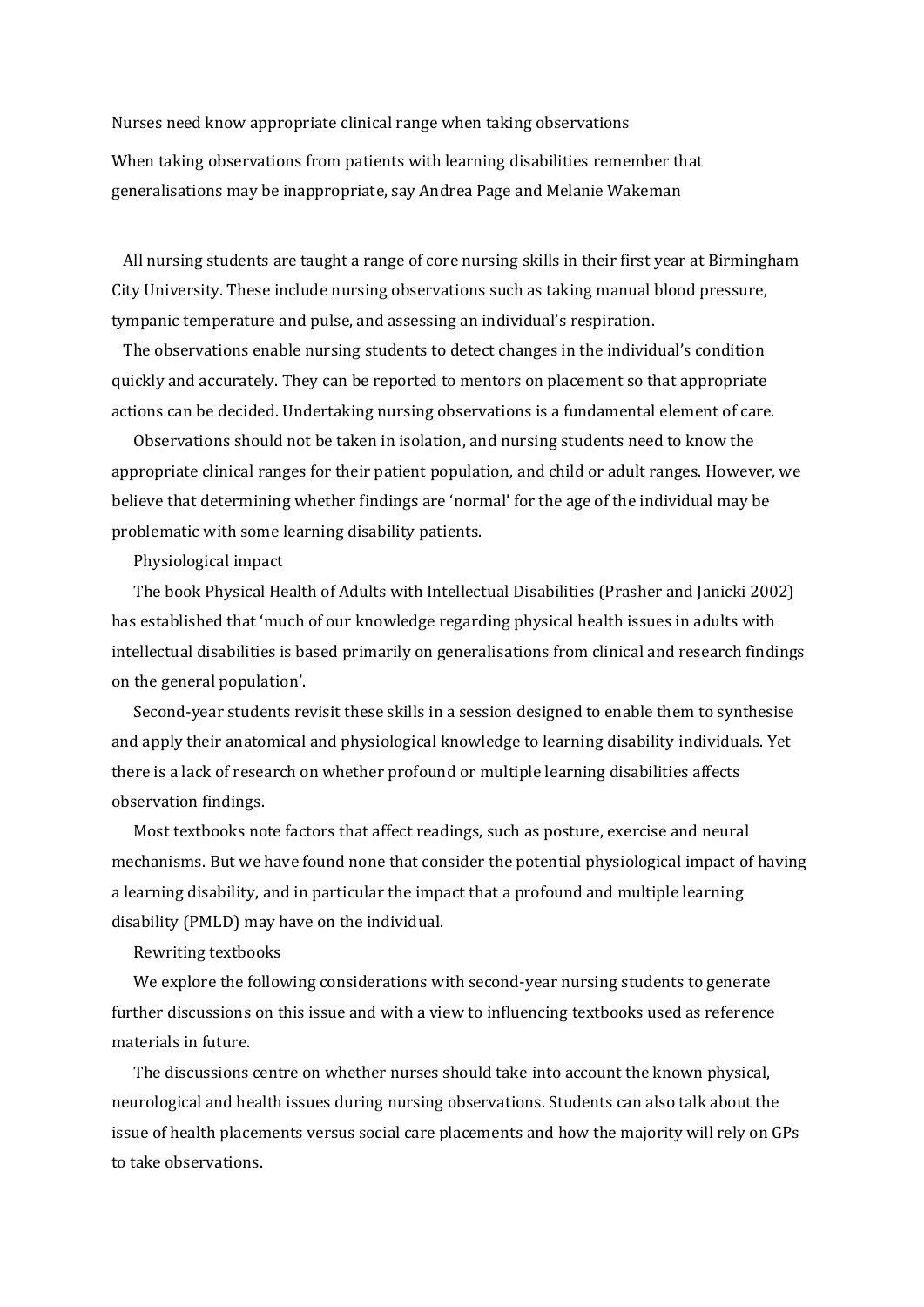Nurses need know appropriate clinical range when taking observations

When taking observations from patients with learning disabilities remember that generalisations may be inappropriate, say Andrea Page and Melanie Wakeman

All nursing students are taught a range of core nursing skills in their first year at Birmingham City University. These include nursing observations such as taking manual blood pressure, tympanic temperature and pulse, and assessing an individual's respiration.

The observations enable nursing students to detect changes in the individual's condition quickly and accurately. They can be reported to mentors on placement so that appropriate actions can be decided. Undertaking nursing observations is a fundamental element of care.

Observations should not be taken in isolation, and nursing students need to know the appropriate clinical ranges for their patient population, and child or adult ranges. However, we believe that determining whether findings are 'normal' for the age of the individual may be problematic with some learning disability patients.

## Physiological impact

The book Physical Health of Adults with Intellectual Disabilities (Prasher and Janicki 2002) has established that 'much of our knowledge regarding physical health issues in adults with intellectual disabilities is based primarily on generalisations from clinical and research findings on the general population'.

Second-year students revisit these skills in a session designed to enable them to synthesise and apply their anatomical and physiological knowledge to learning disability individuals. Yet there is a lack of research on whether profound or multiple learning disabilities affects observation findings.

Most textbooks note factors that affect readings, such as posture, exercise and neural mechanisms. But we have found none that consider the potential physiological impact of having a learning disability, and in particular the impact that a profound and multiple learning disability (PMLD) may have on the individual.

## Rewriting textbooks

We explore the following considerations with second-year nursing students to generate further discussions on this issue and with a view to influencing textbooks used as reference materials in future.

The discussions centre on whether nurses should take into account the known physical, neurological and health issues during nursing observations. Students can also talk about the issue of health placements versus social care placements and how the majority will rely on GPs to take observations.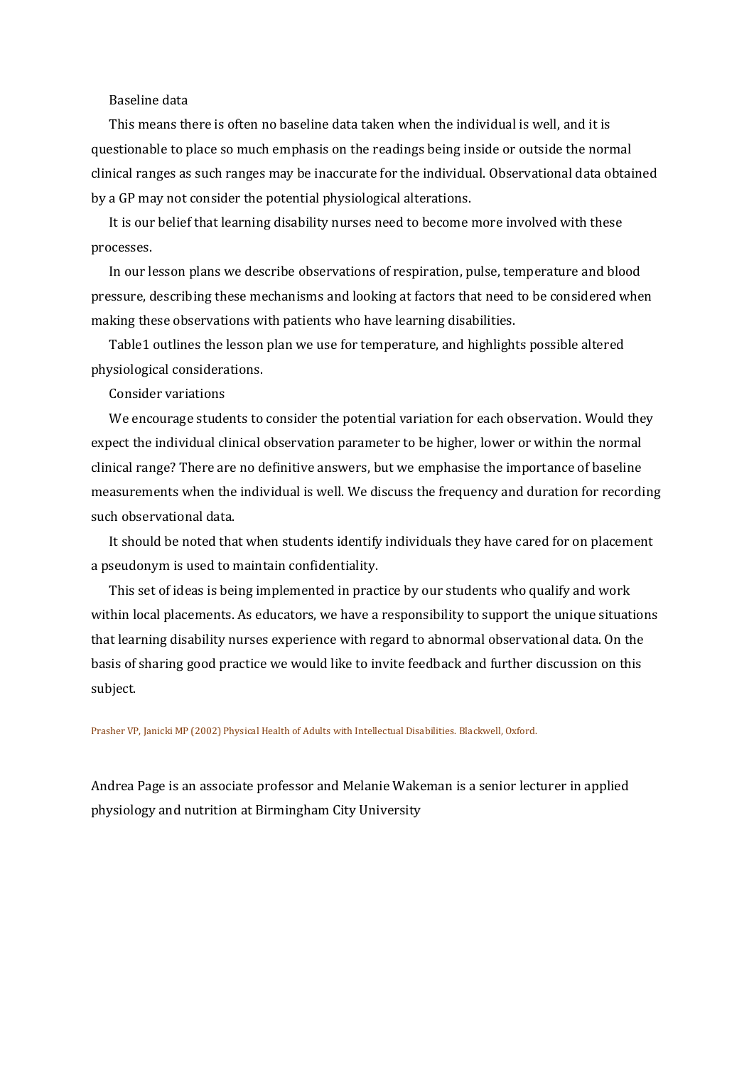## Baseline data

This means there is often no baseline data taken when the individual is well, and it is questionable to place so much emphasis on the readings being inside or outside the normal clinical ranges as such ranges may be inaccurate for the individual. Observational data obtained by a GP may not consider the potential physiological alterations.

It is our belief that learning disability nurses need to become more involved with these processes.

In our lesson plans we describe observations of respiration, pulse, temperature and blood pressure, describing these mechanisms and looking at factors that need to be considered when making these observations with patients who have learning disabilities.

Table1 outlines the lesson plan we use for temperature, and highlights possible altered physiological considerations.

## Consider variations

We encourage students to consider the potential variation for each observation. Would they expect the individual clinical observation parameter to be higher, lower or within the normal clinical range? There are no definitive answers, but we emphasise the importance of baseline measurements when the individual is well. We discuss the frequency and duration for recording such observational data.

It should be noted that when students identify individuals they have cared for on placement a pseudonym is used to maintain confidentiality.

This set of ideas is being implemented in practice by our students who qualify and work within local placements. As educators, we have a responsibility to support the unique situations that learning disability nurses experience with regard to abnormal observational data. On the basis of sharing good practice we would like to invite feedback and further discussion on this subject.

Prasher VP, Janicki MP (2002) Physical Health of Adults with Intellectual Disabilities. Blackwell, Oxford.

Andrea Page is an associate professor and Melanie Wakeman is a senior lecturer in applied physiology and nutrition at Birmingham City University